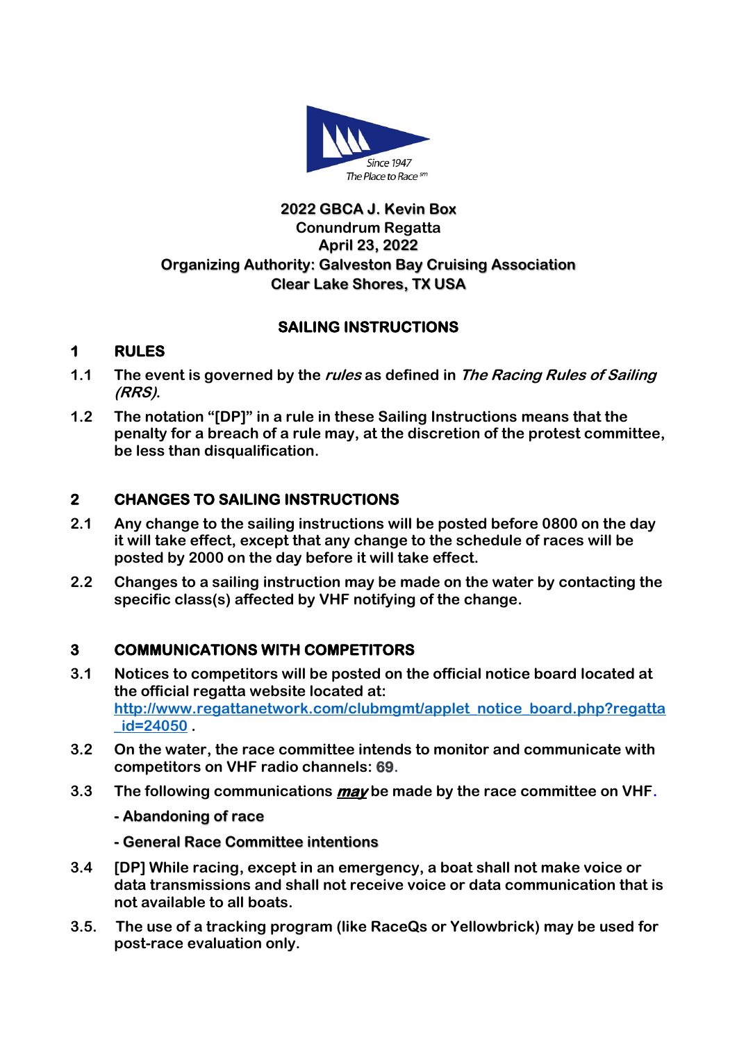Since 1947
The Place to Race sm

**2022 GBCA J. Kevin Box**
**Conundrum Regatta**
**April 23, 2022**
**Organizing Authority: Galveston Bay Cruising Association**
**Clear Lake Shores, TX USA**

# SAILING INSTRUCTIONS

## 1 RULES

1.1 The event is governed by the *rules* as defined in *The Racing Rules of Sailing (RRS)*.

1.2 The notation "[DP]" in a rule in these Sailing Instructions means that the penalty for a breach of a rule may, at the discretion of the protest committee, be less than disqualification.

## 2 CHANGES TO SAILING INSTRUCTIONS

2.1 Any change to the sailing instructions will be posted before 0800 on the day it will take effect, except that any change to the schedule of races will be posted by 2000 on the day before it will take effect.

2.2 Changes to a sailing instruction may be made on the water by contacting the specific class(s) affected by VHF notifying of the change.

## 3 COMMUNICATIONS WITH COMPETITORS

3.1 Notices to competitors will be posted on the official notice board located at the official regatta website located at: [http://www.regattanetwork.com/clubmgmt/applet_notice_board.php?regatta_id=24050](http://www.regattanetwork.com/clubmgmt/applet_notice_board.php?regatta_id=24050) .

3.2 On the water, the race committee intends to monitor and communicate with competitors on VHF radio channels: 69.

3.3 The following communications ***may*** be made by the race committee on VHF.

- Abandoning of race

- General Race Committee intentions

3.4 [DP] While racing, except in an emergency, a boat shall not make voice or data transmissions and shall not receive voice or data communication that is not available to all boats.

3.5. The use of a tracking program (like RaceQs or Yellowbrick) may be used for post-race evaluation only.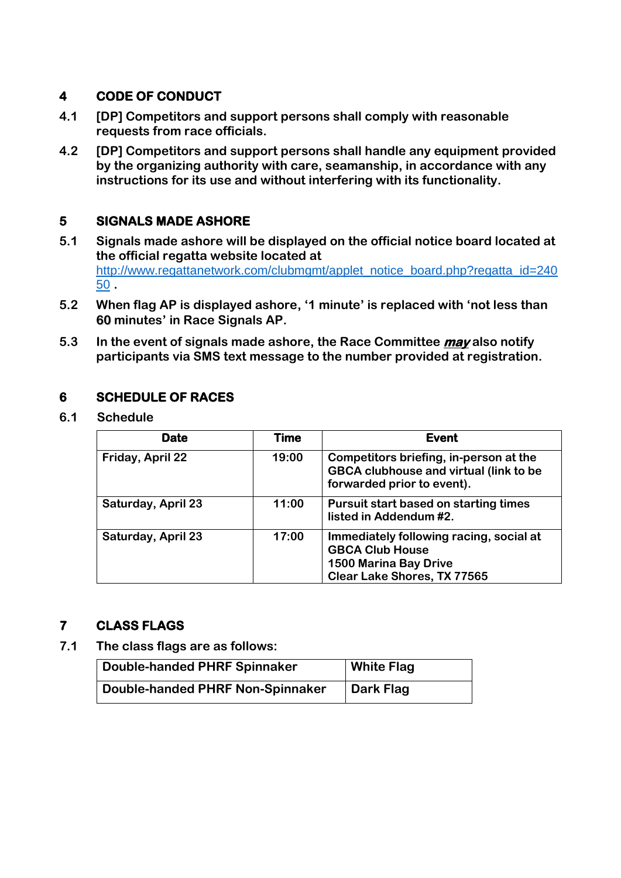## 4 CODE OF CONDUCT

4.1 [DP] Competitors and support persons shall comply with reasonable requests from race officials.

4.2 [DP] Competitors and support persons shall handle any equipment provided by the organizing authority with care, seamanship, in accordance with any instructions for its use and without interfering with its functionality.

## 5 SIGNALS MADE ASHORE

5.1 Signals made ashore will be displayed on the official notice board located at the official regatta website located at http://www.regattanetwork.com/clubmgmt/applet_notice_board.php?regatta_id=24050 .

5.2 When flag AP is displayed ashore, '1 minute' is replaced with 'not less than **60** minutes' in Race Signals AP.

5.3 In the event of signals made ashore, the Race Committee ***may*** also notify participants via SMS text message to the number provided at registration.

## 6 SCHEDULE OF RACES

6.1 Schedule

| Date | Time | Event |
|---|---|---|
| Friday, April 22 | 19:00 | Competitors briefing, in-person at the GBCA clubhouse and virtual (link to be forwarded prior to event). |
| Saturday, April 23 | 11:00 | Pursuit start based on starting times listed in Addendum #2. |
| Saturday, April 23 | 17:00 | Immediately following racing, social at GBCA Club House 1500 Marina Bay Drive Clear Lake Shores, TX 77565 |

## 7 CLASS FLAGS

7.1 The class flags are as follows:

| Double-handed PHRF Spinnaker | White Flag |
|---|---|
| Double-handed PHRF Non-Spinnaker | Dark Flag |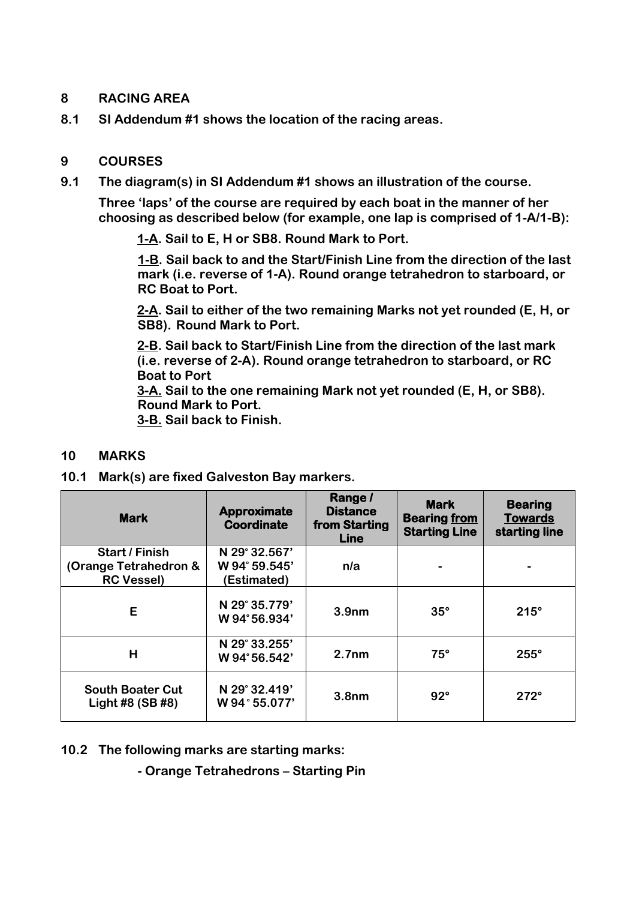## 8 RACING AREA

**8.1 SI Addendum #1 shows the location of the racing areas.**

## 9 COURSES

**9.1 The diagram(s) in SI Addendum #1 shows an illustration of the course.**

**Three 'laps' of the course are required by each boat in the manner of her choosing as described below (for example, one lap is comprised of 1-A/1-B):**

**<u>1-A</u>. Sail to E, H or SB8. Round Mark to Port.**

**<u>1-B</u>. Sail back to and the Start/Finish Line from the direction of the last mark (i.e. reverse of 1-A). Round orange tetrahedron to starboard, or RC Boat to Port.**

**<u>2-A</u>. Sail to either of the two remaining Marks not yet rounded (E, H, or SB8). Round Mark to Port.**

**<u>2-B</u>. Sail back to Start/Finish Line from the direction of the last mark (i.e. reverse of 2-A). Round orange tetrahedron to starboard, or RC Boat to Port**
**<u>3-A.</u> Sail to the one remaining Mark not yet rounded (E, H, or SB8). Round Mark to Port.**
**<u>3-B.</u> Sail back to Finish.**

## 10 MARKS

**10.1 Mark(s) are fixed Galveston Bay markers.**

| Mark | Approximate Coordinate | Range / Distance from Starting Line | Mark Bearing <u>from</u> Starting Line | Bearing <u>Towards</u> starting line |
|---|---|---|---|---|
| Start / Finish (Orange Tetrahedron & RC Vessel) | N 29° 32.567' W 94° 59.545' (Estimated) | n/a | - | - |
| E | N 29° 35.779' W 94° 56.934' | 3.9nm | 35° | 215° |
| H | N 29° 33.255' W 94° 56.542' | 2.7nm | 75° | 255° |
| South Boater Cut Light #8 (SB #8) | N 29° 32.419' W 94° 55.077' | 3.8nm | 92° | 272° |

**10.2 The following marks are starting marks:**

**- Orange Tetrahedrons – Starting Pin**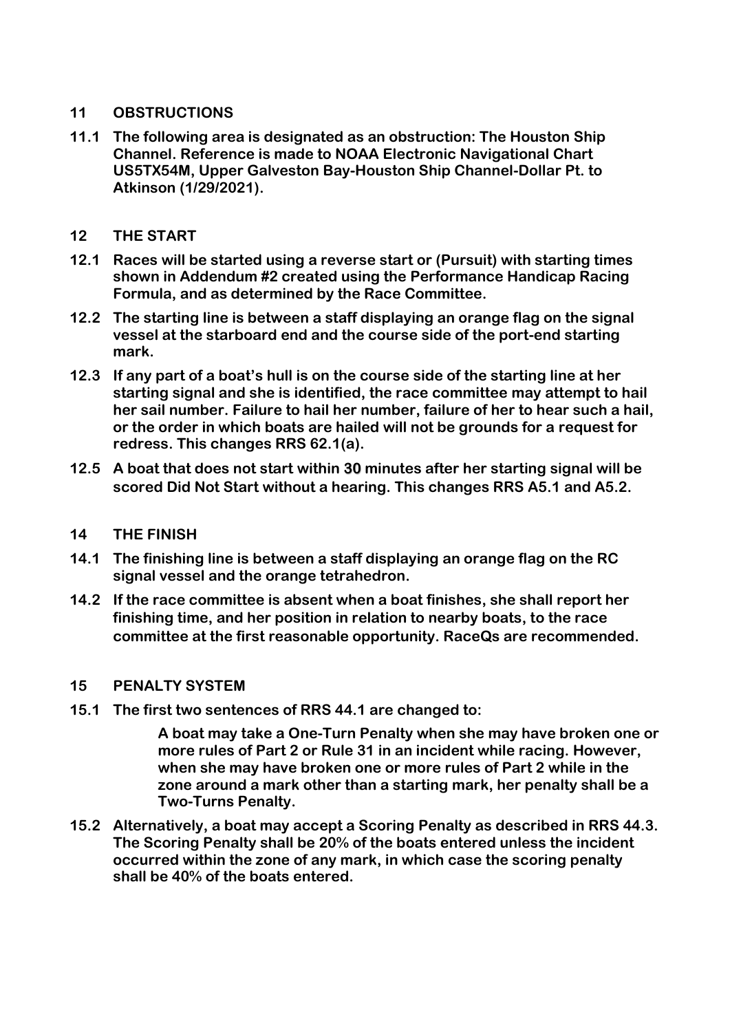## 11 OBSTRUCTIONS

**11.1 The following area is designated as an obstruction: The Houston Ship Channel. Reference is made to NOAA Electronic Navigational Chart US5TX54M, Upper Galveston Bay-Houston Ship Channel-Dollar Pt. to Atkinson (1/29/2021).**

## 12 THE START

**12.1 Races will be started using a reverse start or (Pursuit) with starting times shown in Addendum #2 created using the Performance Handicap Racing Formula, and as determined by the Race Committee.**

**12.2 The starting line is between a staff displaying an orange flag on the signal vessel at the starboard end and the course side of the port-end starting mark.**

**12.3 If any part of a boat's hull is on the course side of the starting line at her starting signal and she is identified, the race committee may attempt to hail her sail number. Failure to hail her number, failure of her to hear such a hail, or the order in which boats are hailed will not be grounds for a request for redress. This changes RRS 62.1(a).**

**12.5 A boat that does not start within 30 minutes after her starting signal will be scored Did Not Start without a hearing. This changes RRS A5.1 and A5.2.**

## 14 THE FINISH

**14.1 The finishing line is between a staff displaying an orange flag on the RC signal vessel and the orange tetrahedron.**

**14.2 If the race committee is absent when a boat finishes, she shall report her finishing time, and her position in relation to nearby boats, to the race committee at the first reasonable opportunity. RaceQs are recommended.**

## 15 PENALTY SYSTEM

**15.1 The first two sentences of RRS 44.1 are changed to:**

> **A boat may take a One-Turn Penalty when she may have broken one or more rules of Part 2 or Rule 31 in an incident while racing. However, when she may have broken one or more rules of Part 2 while in the zone around a mark other than a starting mark, her penalty shall be a Two-Turns Penalty.**

**15.2 Alternatively, a boat may accept a Scoring Penalty as described in RRS 44.3. The Scoring Penalty shall be 20% of the boats entered unless the incident occurred within the zone of any mark, in which case the scoring penalty shall be 40% of the boats entered.**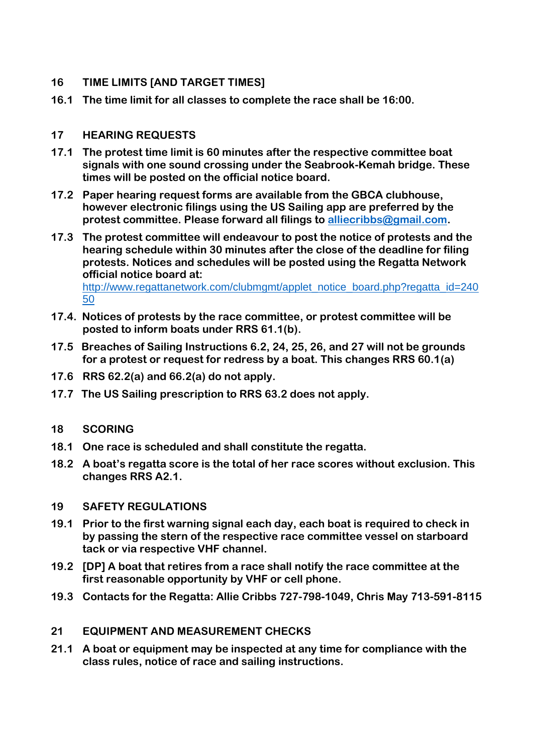## 16 TIME LIMITS [AND TARGET TIMES]

**16.1** The time limit for all classes to complete the race shall be 16:00.

## 17 HEARING REQUESTS

**17.1** The protest time limit is 60 minutes after the respective committee boat signals with one sound crossing under the Seabrook-Kemah bridge. These times will be posted on the official notice board.

**17.2** Paper hearing request forms are available from the GBCA clubhouse, however electronic filings using the US Sailing app are preferred by the protest committee. Please forward all filings to [alliecribbs@gmail.com](mailto:alliecribbs@gmail.com).

**17.3** The protest committee will endeavour to post the notice of protests and the hearing schedule within 30 minutes after the close of the deadline for filing protests. Notices and schedules will be posted using the Regatta Network official notice board at: [http://www.regattanetwork.com/clubmgmt/applet_notice_board.php?regatta_id=24050](http://www.regattanetwork.com/clubmgmt/applet_notice_board.php?regatta_id=24050)

**17.4.** Notices of protests by the race committee, or protest committee will be posted to inform boats under RRS 61.1(b).

**17.5** Breaches of Sailing Instructions 6.2, 24, 25, 26, and 27 will not be grounds for a protest or request for redress by a boat. This changes RRS 60.1(a)

**17.6** RRS 62.2(a) and 66.2(a) do not apply.

**17.7** The US Sailing prescription to RRS 63.2 does not apply.

## 18 SCORING

**18.1** One race is scheduled and shall constitute the regatta.

**18.2** A boat's regatta score is the total of her race scores without exclusion. This changes RRS A2.1.

## 19 SAFETY REGULATIONS

**19.1** Prior to the first warning signal each day, each boat is required to check in by passing the stern of the respective race committee vessel on starboard tack or via respective VHF channel.

**19.2** [DP] A boat that retires from a race shall notify the race committee at the first reasonable opportunity by VHF or cell phone.

**19.3** Contacts for the Regatta: Allie Cribbs 727-798-1049, Chris May 713-591-8115

## 21 EQUIPMENT AND MEASUREMENT CHECKS

**21.1** A boat or equipment may be inspected at any time for compliance with the class rules, notice of race and sailing instructions.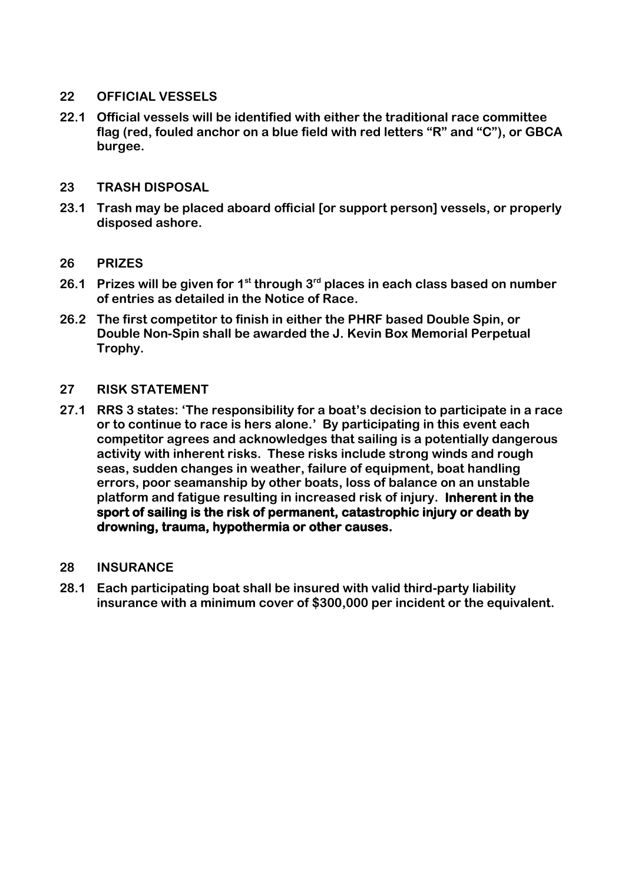## 22 OFFICIAL VESSELS

**22.1 Official vessels will be identified with either the traditional race committee flag (red, fouled anchor on a blue field with red letters "R" and "C"), or GBCA burgee.**

## 23 TRASH DISPOSAL

**23.1 Trash may be placed aboard official [or support person] vessels, or properly disposed ashore.**

## 26 PRIZES

**26.1 Prizes will be given for 1st through 3rd places in each class based on number of entries as detailed in the Notice of Race.**

**26.2 The first competitor to finish in either the PHRF based Double Spin, or Double Non-Spin shall be awarded the J. Kevin Box Memorial Perpetual Trophy.**

## 27 RISK STATEMENT

**27.1 RRS 3 states: 'The responsibility for a boat's decision to participate in a race or to continue to race is hers alone.' By participating in this event each competitor agrees and acknowledges that sailing is a potentially dangerous activity with inherent risks. These risks include strong winds and rough seas, sudden changes in weather, failure of equipment, boat handling errors, poor seamanship by other boats, loss of balance on an unstable platform and fatigue resulting in increased risk of injury. Inherent in the sport of sailing is the risk of permanent, catastrophic injury or death by drowning, trauma, hypothermia or other causes.**

## 28 INSURANCE

**28.1 Each participating boat shall be insured with valid third-party liability insurance with a minimum cover of $300,000 per incident or the equivalent.**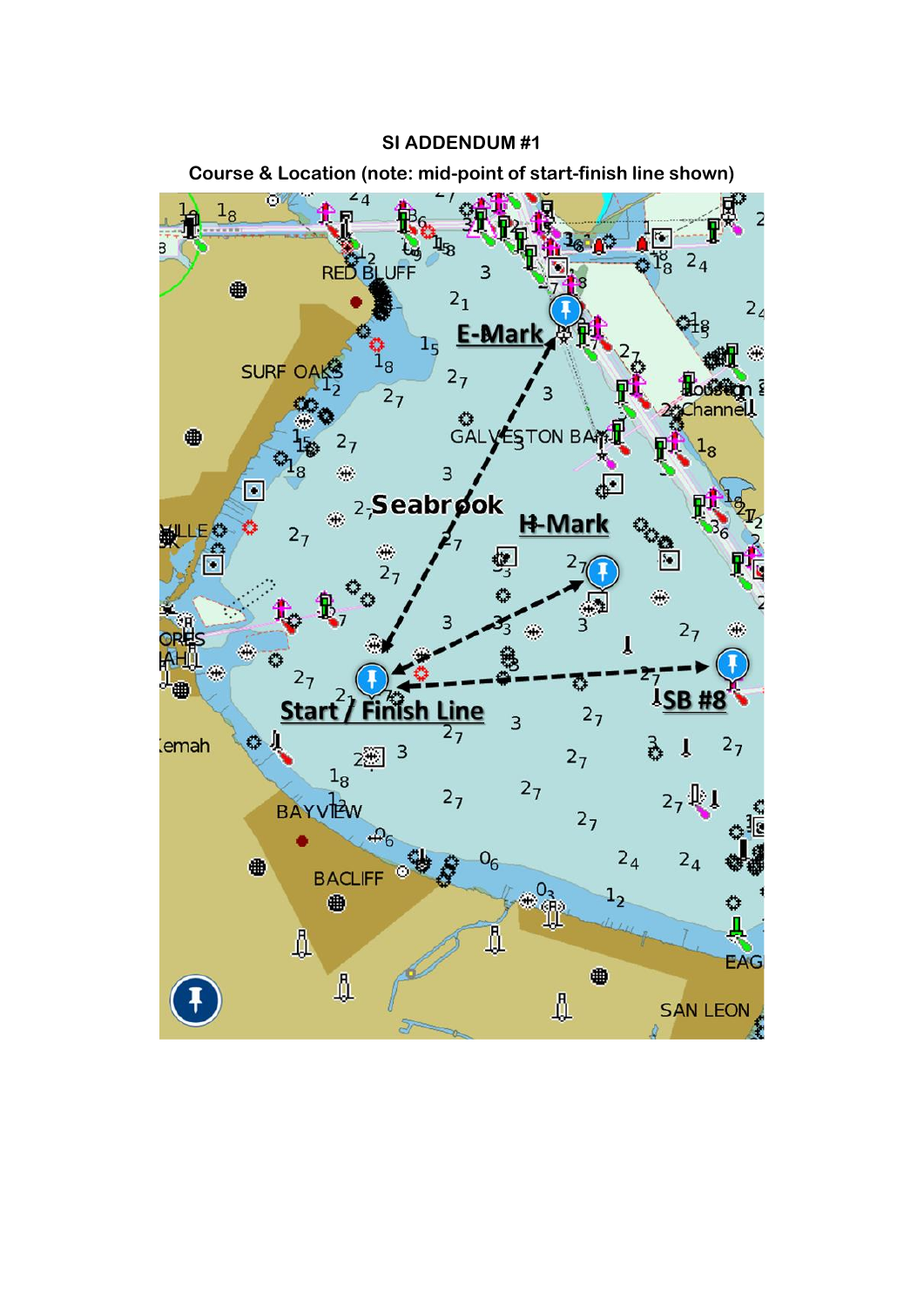**SI ADDENDUM #1**

**Course & Location (note: mid-point of start-finish line shown)**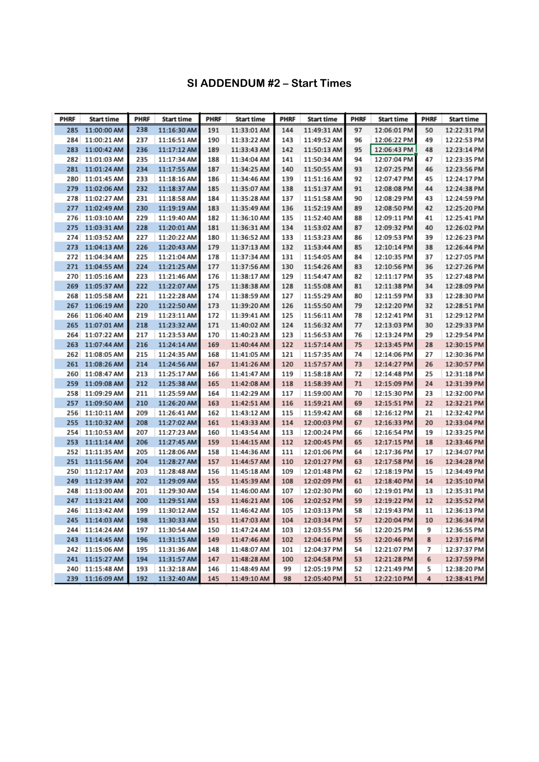# SI ADDENDUM #2 – Start Times

| PHRF | Start time | PHRF | Start time | PHRF | Start time | PHRF | Start time | PHRF | Start time | PHRF | Start time |
|---|---|---|---|---|---|---|---|---|---|---|---|
| 285 | 11:00:00 AM | 238 | 11:16:30 AM | 191 | 11:33:01 AM | 144 | 11:49:31 AM | 97 | 12:06:01 PM | 50 | 12:22:31 PM |
| 284 | 11:00:21 AM | 237 | 11:16:51 AM | 190 | 11:33:22 AM | 143 | 11:49:52 AM | 96 | 12:06:22 PM | 49 | 12:22:53 PM |
| 283 | 11:00:42 AM | 236 | 11:17:12 AM | 189 | 11:33:43 AM | 142 | 11:50:13 AM | 95 | 12:06:43 PM | 48 | 12:23:14 PM |
| 282 | 11:01:03 AM | 235 | 11:17:34 AM | 188 | 11:34:04 AM | 141 | 11:50:34 AM | 94 | 12:07:04 PM | 47 | 12:23:35 PM |
| 281 | 11:01:24 AM | 234 | 11:17:55 AM | 187 | 11:34:25 AM | 140 | 11:50:55 AM | 93 | 12:07:25 PM | 46 | 12:23:56 PM |
| 280 | 11:01:45 AM | 233 | 11:18:16 AM | 186 | 11:34:46 AM | 139 | 11:51:16 AM | 92 | 12:07:47 PM | 45 | 12:24:17 PM |
| 279 | 11:02:06 AM | 232 | 11:18:37 AM | 185 | 11:35:07 AM | 138 | 11:51:37 AM | 91 | 12:08:08 PM | 44 | 12:24:38 PM |
| 278 | 11:02:27 AM | 231 | 11:18:58 AM | 184 | 11:35:28 AM | 137 | 11:51:58 AM | 90 | 12:08:29 PM | 43 | 12:24:59 PM |
| 277 | 11:02:49 AM | 230 | 11:19:19 AM | 183 | 11:35:49 AM | 136 | 11:52:19 AM | 89 | 12:08:50 PM | 42 | 12:25:20 PM |
| 276 | 11:03:10 AM | 229 | 11:19:40 AM | 182 | 11:36:10 AM | 135 | 11:52:40 AM | 88 | 12:09:11 PM | 41 | 12:25:41 PM |
| 275 | 11:03:31 AM | 228 | 11:20:01 AM | 181 | 11:36:31 AM | 134 | 11:53:02 AM | 87 | 12:09:32 PM | 40 | 12:26:02 PM |
| 274 | 11:03:52 AM | 227 | 11:20:22 AM | 180 | 11:36:52 AM | 133 | 11:53:23 AM | 86 | 12:09:53 PM | 39 | 12:26:23 PM |
| 273 | 11:04:13 AM | 226 | 11:20:43 AM | 179 | 11:37:13 AM | 132 | 11:53:44 AM | 85 | 12:10:14 PM | 38 | 12:26:44 PM |
| 272 | 11:04:34 AM | 225 | 11:21:04 AM | 178 | 11:37:34 AM | 131 | 11:54:05 AM | 84 | 12:10:35 PM | 37 | 12:27:05 PM |
| 271 | 11:04:55 AM | 224 | 11:21:25 AM | 177 | 11:37:56 AM | 130 | 11:54:26 AM | 83 | 12:10:56 PM | 36 | 12:27:26 PM |
| 270 | 11:05:16 AM | 223 | 11:21:46 AM | 176 | 11:38:17 AM | 129 | 11:54:47 AM | 82 | 12:11:17 PM | 35 | 12:27:48 PM |
| 269 | 11:05:37 AM | 222 | 11:22:07 AM | 175 | 11:38:38 AM | 128 | 11:55:08 AM | 81 | 12:11:38 PM | 34 | 12:28:09 PM |
| 268 | 11:05:58 AM | 221 | 11:22:28 AM | 174 | 11:38:59 AM | 127 | 11:55:29 AM | 80 | 12:11:59 PM | 33 | 12:28:30 PM |
| 267 | 11:06:19 AM | 220 | 11:22:50 AM | 173 | 11:39:20 AM | 126 | 11:55:50 AM | 79 | 12:12:20 PM | 32 | 12:28:51 PM |
| 266 | 11:06:40 AM | 219 | 11:23:11 AM | 172 | 11:39:41 AM | 125 | 11:56:11 AM | 78 | 12:12:41 PM | 31 | 12:29:12 PM |
| 265 | 11:07:01 AM | 218 | 11:23:32 AM | 171 | 11:40:02 AM | 124 | 11:56:32 AM | 77 | 12:13:03 PM | 30 | 12:29:33 PM |
| 264 | 11:07:22 AM | 217 | 11:23:53 AM | 170 | 11:40:23 AM | 123 | 11:56:53 AM | 76 | 12:13:24 PM | 29 | 12:29:54 PM |
| 263 | 11:07:44 AM | 216 | 11:24:14 AM | 169 | 11:40:44 AM | 122 | 11:57:14 AM | 75 | 12:13:45 PM | 28 | 12:30:15 PM |
| 262 | 11:08:05 AM | 215 | 11:24:35 AM | 168 | 11:41:05 AM | 121 | 11:57:35 AM | 74 | 12:14:06 PM | 27 | 12:30:36 PM |
| 261 | 11:08:26 AM | 214 | 11:24:56 AM | 167 | 11:41:26 AM | 120 | 11:57:57 AM | 73 | 12:14:27 PM | 26 | 12:30:57 PM |
| 260 | 11:08:47 AM | 213 | 11:25:17 AM | 166 | 11:41:47 AM | 119 | 11:58:18 AM | 72 | 12:14:48 PM | 25 | 12:31:18 PM |
| 259 | 11:09:08 AM | 212 | 11:25:38 AM | 165 | 11:42:08 AM | 118 | 11:58:39 AM | 71 | 12:15:09 PM | 24 | 12:31:39 PM |
| 258 | 11:09:29 AM | 211 | 11:25:59 AM | 164 | 11:42:29 AM | 117 | 11:59:00 AM | 70 | 12:15:30 PM | 23 | 12:32:00 PM |
| 257 | 11:09:50 AM | 210 | 11:26:20 AM | 163 | 11:42:51 AM | 116 | 11:59:21 AM | 69 | 12:15:51 PM | 22 | 12:32:21 PM |
| 256 | 11:10:11 AM | 209 | 11:26:41 AM | 162 | 11:43:12 AM | 115 | 11:59:42 AM | 68 | 12:16:12 PM | 21 | 12:32:42 PM |
| 255 | 11:10:32 AM | 208 | 11:27:02 AM | 161 | 11:43:33 AM | 114 | 12:00:03 PM | 67 | 12:16:33 PM | 20 | 12:33:04 PM |
| 254 | 11:10:53 AM | 207 | 11:27:23 AM | 160 | 11:43:54 AM | 113 | 12:00:24 PM | 66 | 12:16:54 PM | 19 | 12:33:25 PM |
| 253 | 11:11:14 AM | 206 | 11:27:45 AM | 159 | 11:44:15 AM | 112 | 12:00:45 PM | 65 | 12:17:15 PM | 18 | 12:33:46 PM |
| 252 | 11:11:35 AM | 205 | 11:28:06 AM | 158 | 11:44:36 AM | 111 | 12:01:06 PM | 64 | 12:17:36 PM | 17 | 12:34:07 PM |
| 251 | 11:11:56 AM | 204 | 11:28:27 AM | 157 | 11:44:57 AM | 110 | 12:01:27 PM | 63 | 12:17:58 PM | 16 | 12:34:28 PM |
| 250 | 11:12:17 AM | 203 | 11:28:48 AM | 156 | 11:45:18 AM | 109 | 12:01:48 PM | 62 | 12:18:19 PM | 15 | 12:34:49 PM |
| 249 | 11:12:39 AM | 202 | 11:29:09 AM | 155 | 11:45:39 AM | 108 | 12:02:09 PM | 61 | 12:18:40 PM | 14 | 12:35:10 PM |
| 248 | 11:13:00 AM | 201 | 11:29:30 AM | 154 | 11:46:00 AM | 107 | 12:02:30 PM | 60 | 12:19:01 PM | 13 | 12:35:31 PM |
| 247 | 11:13:21 AM | 200 | 11:29:51 AM | 153 | 11:46:21 AM | 106 | 12:02:52 PM | 59 | 12:19:22 PM | 12 | 12:35:52 PM |
| 246 | 11:13:42 AM | 199 | 11:30:12 AM | 152 | 11:46:42 AM | 105 | 12:03:13 PM | 58 | 12:19:43 PM | 11 | 12:36:13 PM |
| 245 | 11:14:03 AM | 198 | 11:30:33 AM | 151 | 11:47:03 AM | 104 | 12:03:34 PM | 57 | 12:20:04 PM | 10 | 12:36:34 PM |
| 244 | 11:14:24 AM | 197 | 11:30:54 AM | 150 | 11:47:24 AM | 103 | 12:03:55 PM | 56 | 12:20:25 PM | 9 | 12:36:55 PM |
| 243 | 11:14:45 AM | 196 | 11:31:15 AM | 149 | 11:47:46 AM | 102 | 12:04:16 PM | 55 | 12:20:46 PM | 8 | 12:37:16 PM |
| 242 | 11:15:06 AM | 195 | 11:31:36 AM | 148 | 11:48:07 AM | 101 | 12:04:37 PM | 54 | 12:21:07 PM | 7 | 12:37:37 PM |
| 241 | 11:15:27 AM | 194 | 11:31:57 AM | 147 | 11:48:28 AM | 100 | 12:04:58 PM | 53 | 12:21:28 PM | 6 | 12:37:59 PM |
| 240 | 11:15:48 AM | 193 | 11:32:18 AM | 146 | 11:48:49 AM | 99 | 12:05:19 PM | 52 | 12:21:49 PM | 5 | 12:38:20 PM |
| 239 | 11:16:09 AM | 192 | 11:32:40 AM | 145 | 11:49:10 AM | 98 | 12:05:40 PM | 51 | 12:22:10 PM | 4 | 12:38:41 PM |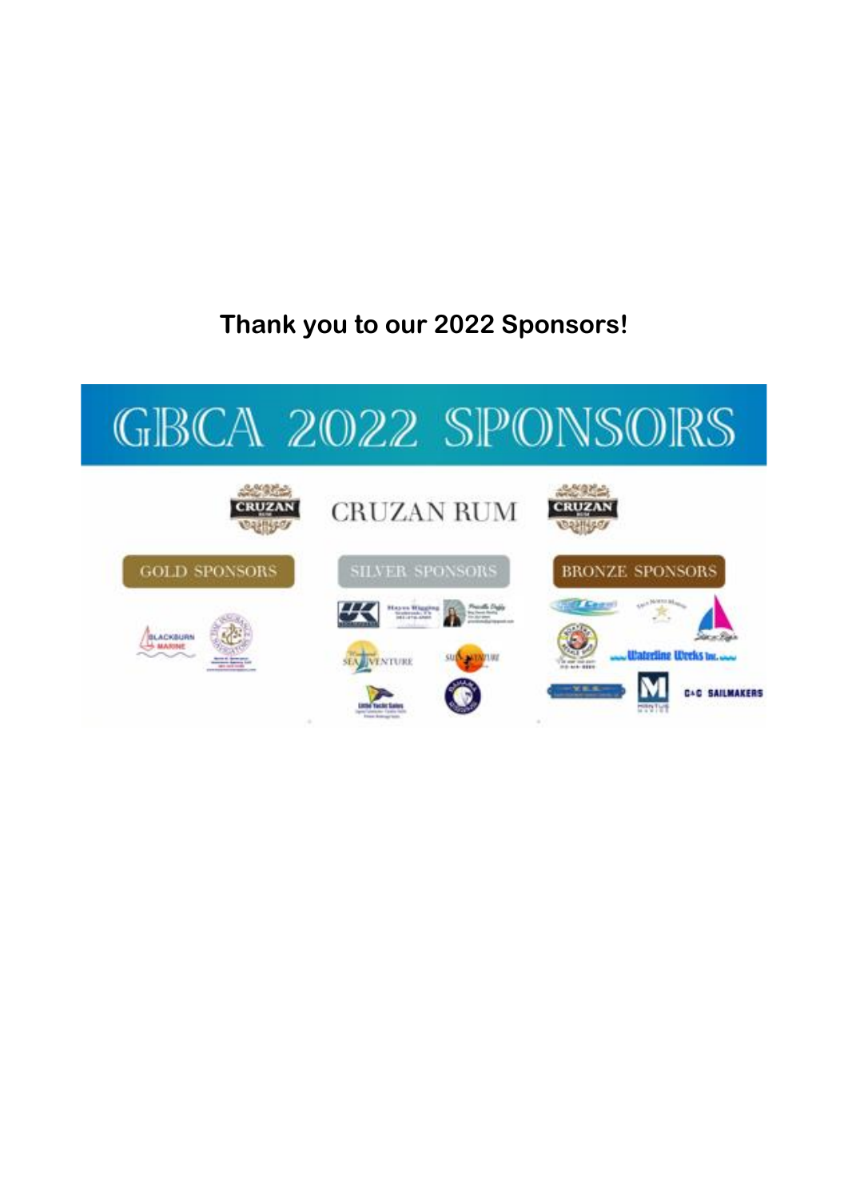**Thank you to our 2022 Sponsors!**

GBCA 2022 SPONSORS

CRUZAN RUM

GOLD SPONSORS

SILVER SPONSORS

BRONZE SPONSORS